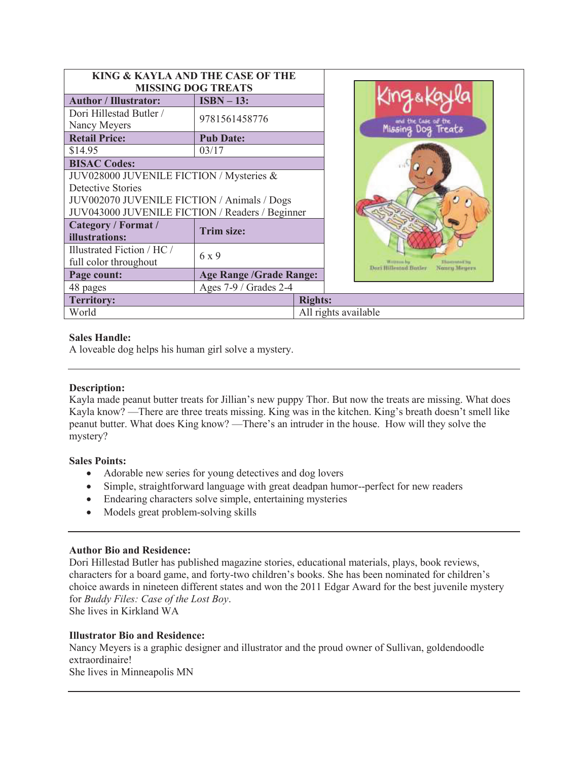| KING & KAYLA AND THE CASE OF THE MISSING DOG TREATS | |
|---|---|
| **Author / Illustrator:** | **ISBN – 13:** |
| Dori Hillestad Butler / Nancy Meyers | 9781561458776 |
| **Retail Price:** | **Pub Date:** |
| $14.95 | 03/17 |
| **BISAC Codes:** | |
| JUV028000 JUVENILE FICTION / Mysteries & Detective Stories<br>JUV002070 JUVENILE FICTION / Animals / Dogs<br>JUV043000 JUVENILE FICTION / Readers / Beginner | |
| **Category / Format / illustrations:** | **Trim size:** |
| Illustrated Fiction / HC / full color throughout | 6 x 9 |
| **Page count:** | **Age Range /Grade Range:** |
| 48 pages | Ages 7-9 / Grades 2-4 |
| **Territory:** | **Rights:** |
| World | All rights available |

**Sales Handle:**
A loveable dog helps his human girl solve a mystery.

---

**Description:**
Kayla made peanut butter treats for Jillian's new puppy Thor. But now the treats are missing. What does Kayla know? —There are three treats missing. King was in the kitchen. King's breath doesn't smell like peanut butter. What does King know? —There's an intruder in the house. How will they solve the mystery?

**Sales Points:**

- Adorable new series for young detectives and dog lovers
- Simple, straightforward language with great deadpan humor--perfect for new readers
- Endearing characters solve simple, entertaining mysteries
- Models great problem-solving skills

---

**Author Bio and Residence:**
Dori Hillestad Butler has published magazine stories, educational materials, plays, book reviews, characters for a board game, and forty-two children's books. She has been nominated for children's choice awards in nineteen different states and won the 2011 Edgar Award for the best juvenile mystery for *Buddy Files: Case of the Lost Boy*.
She lives in Kirkland WA

**Illustrator Bio and Residence:**
Nancy Meyers is a graphic designer and illustrator and the proud owner of Sullivan, goldendoodle extraordinaire!
She lives in Minneapolis MN

---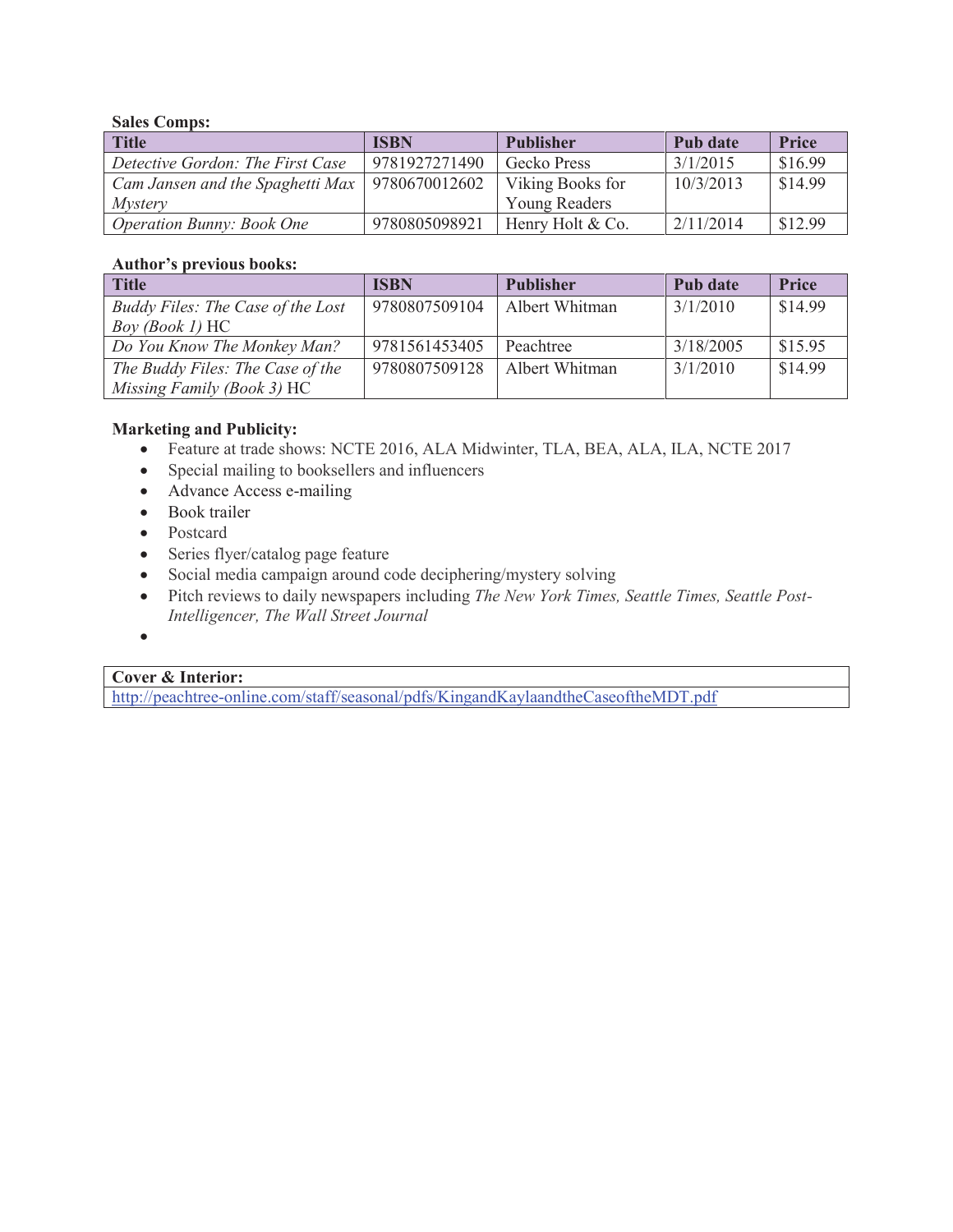**Sales Comps:**

| Title | ISBN | Publisher | Pub date | Price |
|---|---|---|---|---|
| *Detective Gordon: The First Case* | 9781927271490 | Gecko Press | 3/1/2015 | $16.99 |
| *Cam Jansen and the Spaghetti Max Mystery* | 9780670012602 | Viking Books for Young Readers | 10/3/2013 | $14.99 |
| *Operation Bunny: Book One* | 9780805098921 | Henry Holt & Co. | 2/11/2014 | $12.99 |

**Author's previous books:**

| Title | ISBN | Publisher | Pub date | Price |
|---|---|---|---|---|
| *Buddy Files: The Case of the Lost Boy (Book 1)* HC | 9780807509104 | Albert Whitman | 3/1/2010 | $14.99 |
| *Do You Know The Monkey Man?* | 9781561453405 | Peachtree | 3/18/2005 | $15.95 |
| *The Buddy Files: The Case of the Missing Family (Book 3)* HC | 9780807509128 | Albert Whitman | 3/1/2010 | $14.99 |

**Marketing and Publicity:**

- Feature at trade shows: NCTE 2016, ALA Midwinter, TLA, BEA, ALA, ILA, NCTE 2017
- Special mailing to booksellers and influencers
- Advance Access e-mailing
- Book trailer
- Postcard
- Series flyer/catalog page feature
- Social media campaign around code deciphering/mystery solving
- Pitch reviews to daily newspapers including *The New York Times, Seattle Times, Seattle Post-Intelligencer, The Wall Street Journal*
-

| Cover & Interior: |
|---|
| http://peachtree-online.com/staff/seasonal/pdfs/KingandKaylaandtheCaseoftheMDT.pdf |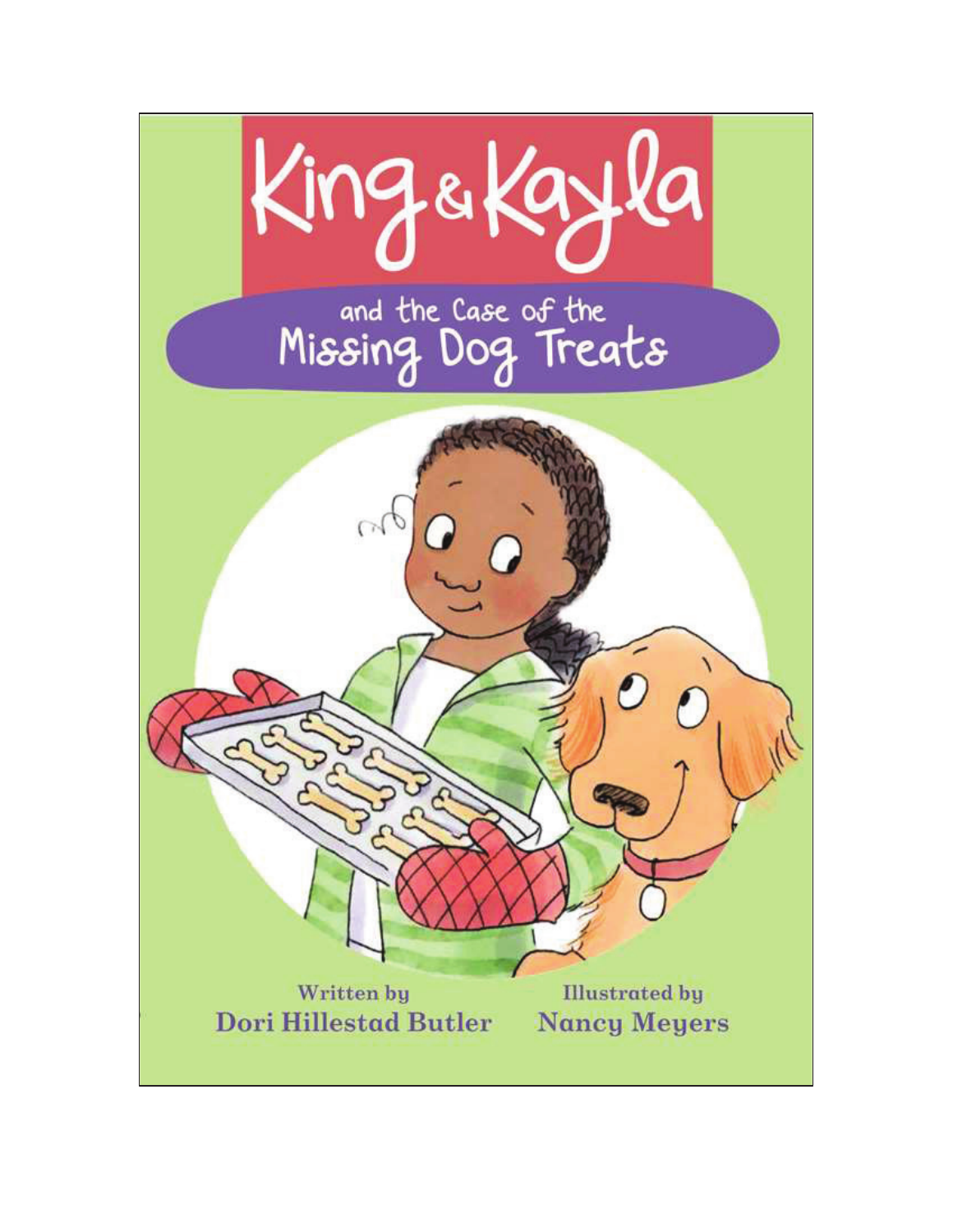# King & Kayla

## and the Case of the Missing Dog Treats

Written by
**Dori Hillestad Butler**

Illustrated by
**Nancy Meyers**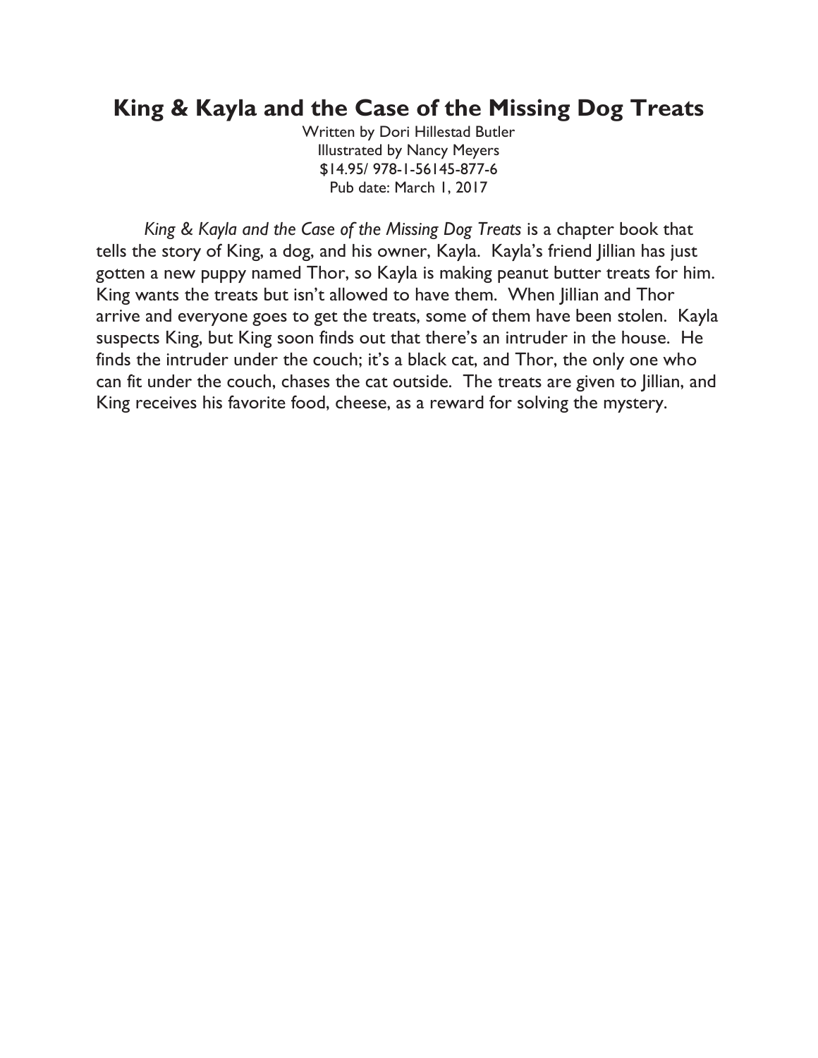# King & Kayla and the Case of the Missing Dog Treats

Written by Dori Hillestad Butler
Illustrated by Nancy Meyers
$14.95/ 978-1-56145-877-6
Pub date: March 1, 2017

*King & Kayla and the Case of the Missing Dog Treats* is a chapter book that tells the story of King, a dog, and his owner, Kayla. Kayla's friend Jillian has just gotten a new puppy named Thor, so Kayla is making peanut butter treats for him. King wants the treats but isn't allowed to have them. When Jillian and Thor arrive and everyone goes to get the treats, some of them have been stolen. Kayla suspects King, but King soon finds out that there's an intruder in the house. He finds the intruder under the couch; it's a black cat, and Thor, the only one who can fit under the couch, chases the cat outside. The treats are given to Jillian, and King receives his favorite food, cheese, as a reward for solving the mystery.